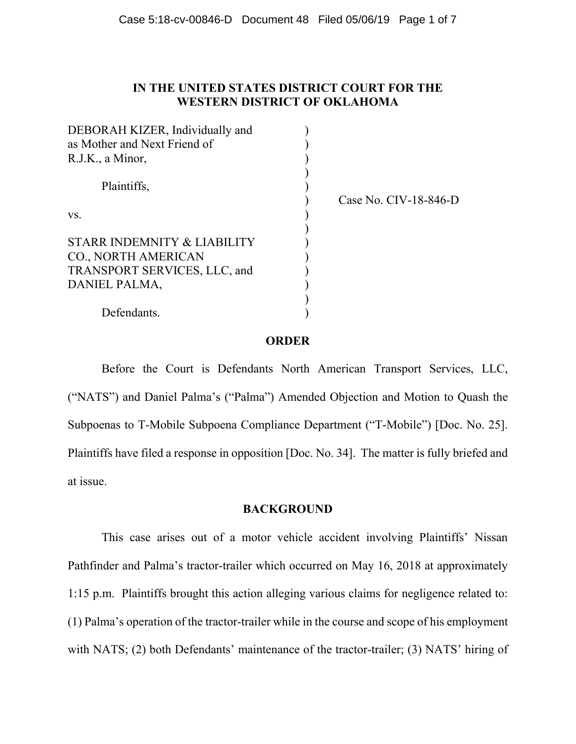IN THE UNITED STATES DISTRICT COURT FOR THE
WESTERN DISTRICT OF OKLAHOMA

DEBORAH KIZER, Individually and as Mother and Next Friend of R.J.K., a Minor,

Plaintiffs,

vs.

STARR INDEMNITY & LIABILITY CO., NORTH AMERICAN TRANSPORT SERVICES, LLC, and DANIEL PALMA,

Defendants.

Case No. CIV-18-846-D

**ORDER**

Before the Court is Defendants North American Transport Services, LLC, ("NATS") and Daniel Palma's ("Palma") Amended Objection and Motion to Quash the Subpoenas to T-Mobile Subpoena Compliance Department ("T-Mobile") [Doc. No. 25]. Plaintiffs have filed a response in opposition [Doc. No. 34]. The matter is fully briefed and at issue.

**BACKGROUND**

This case arises out of a motor vehicle accident involving Plaintiffs' Nissan Pathfinder and Palma's tractor-trailer which occurred on May 16, 2018 at approximately 1:15 p.m. Plaintiffs brought this action alleging various claims for negligence related to: (1) Palma's operation of the tractor-trailer while in the course and scope of his employment with NATS; (2) both Defendants' maintenance of the tractor-trailer; (3) NATS' hiring of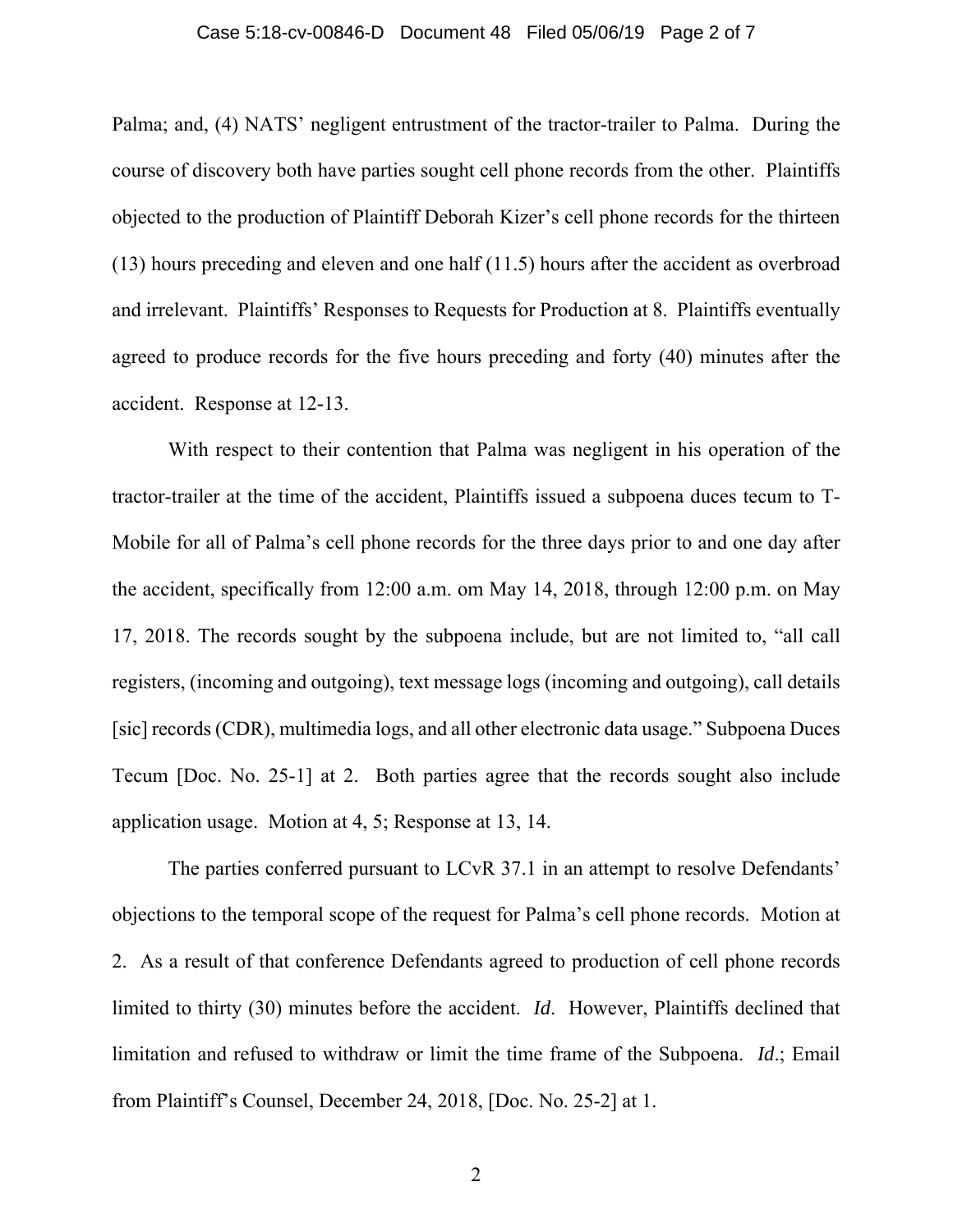Palma; and, (4) NATS' negligent entrustment of the tractor-trailer to Palma. During the course of discovery both have parties sought cell phone records from the other. Plaintiffs objected to the production of Plaintiff Deborah Kizer's cell phone records for the thirteen (13) hours preceding and eleven and one half (11.5) hours after the accident as overbroad and irrelevant. Plaintiffs' Responses to Requests for Production at 8. Plaintiffs eventually agreed to produce records for the five hours preceding and forty (40) minutes after the accident. Response at 12-13.

With respect to their contention that Palma was negligent in his operation of the tractor-trailer at the time of the accident, Plaintiffs issued a subpoena duces tecum to T-Mobile for all of Palma's cell phone records for the three days prior to and one day after the accident, specifically from 12:00 a.m. om May 14, 2018, through 12:00 p.m. on May 17, 2018. The records sought by the subpoena include, but are not limited to, "all call registers, (incoming and outgoing), text message logs (incoming and outgoing), call details [sic] records (CDR), multimedia logs, and all other electronic data usage." Subpoena Duces Tecum [Doc. No. 25-1] at 2. Both parties agree that the records sought also include application usage. Motion at 4, 5; Response at 13, 14.

The parties conferred pursuant to LCvR 37.1 in an attempt to resolve Defendants' objections to the temporal scope of the request for Palma's cell phone records. Motion at 2. As a result of that conference Defendants agreed to production of cell phone records limited to thirty (30) minutes before the accident. *Id.* However, Plaintiffs declined that limitation and refused to withdraw or limit the time frame of the Subpoena. *Id*.; Email from Plaintiff's Counsel, December 24, 2018, [Doc. No. 25-2] at 1.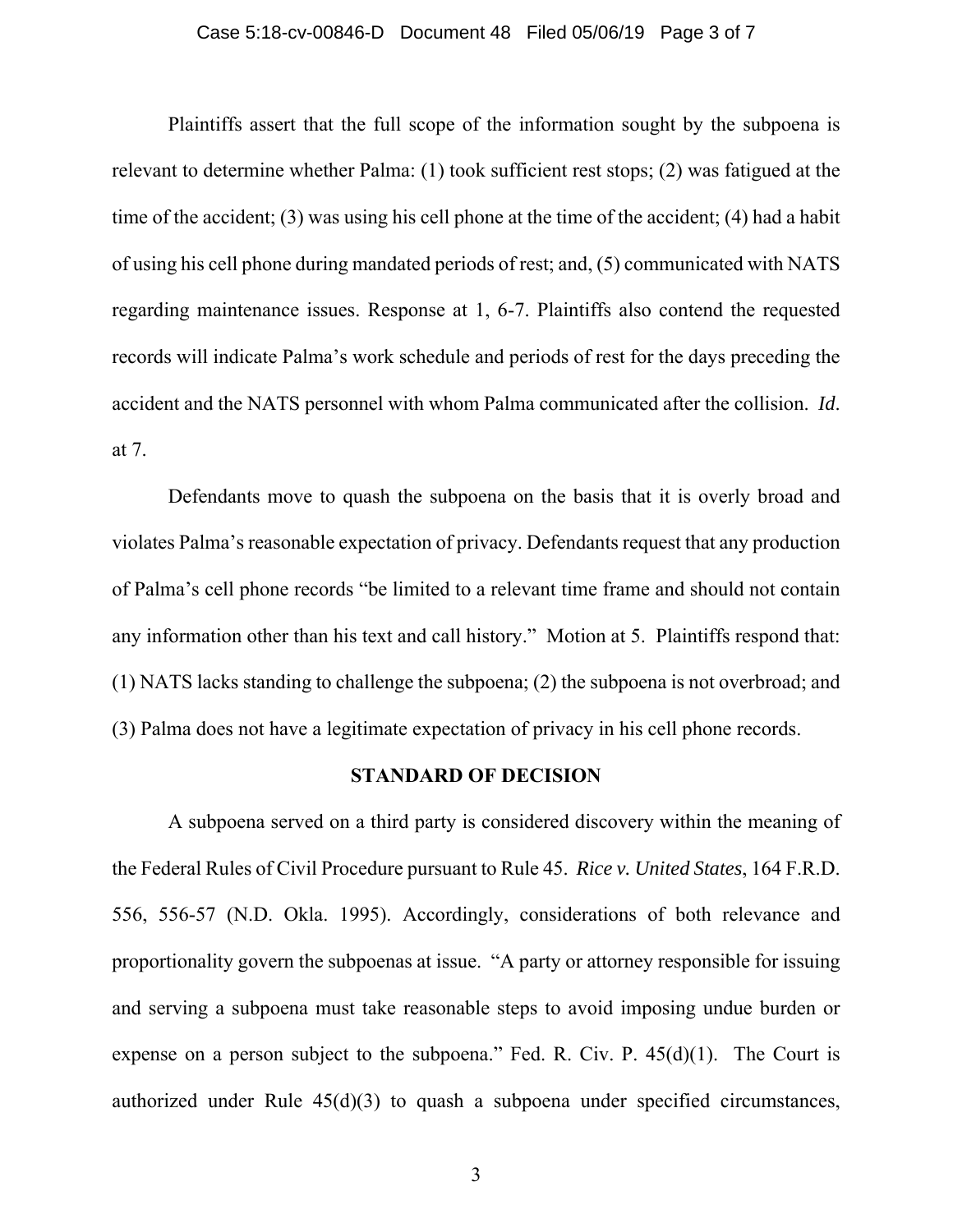Plaintiffs assert that the full scope of the information sought by the subpoena is relevant to determine whether Palma: (1) took sufficient rest stops; (2) was fatigued at the time of the accident; (3) was using his cell phone at the time of the accident; (4) had a habit of using his cell phone during mandated periods of rest; and, (5) communicated with NATS regarding maintenance issues. Response at 1, 6-7. Plaintiffs also contend the requested records will indicate Palma's work schedule and periods of rest for the days preceding the accident and the NATS personnel with whom Palma communicated after the collision. *Id.* at 7.

Defendants move to quash the subpoena on the basis that it is overly broad and violates Palma's reasonable expectation of privacy. Defendants request that any production of Palma's cell phone records "be limited to a relevant time frame and should not contain any information other than his text and call history." Motion at 5. Plaintiffs respond that: (1) NATS lacks standing to challenge the subpoena; (2) the subpoena is not overbroad; and (3) Palma does not have a legitimate expectation of privacy in his cell phone records.

## STANDARD OF DECISION

A subpoena served on a third party is considered discovery within the meaning of the Federal Rules of Civil Procedure pursuant to Rule 45. *Rice v. United States*, 164 F.R.D. 556, 556-57 (N.D. Okla. 1995). Accordingly, considerations of both relevance and proportionality govern the subpoenas at issue. "A party or attorney responsible for issuing and serving a subpoena must take reasonable steps to avoid imposing undue burden or expense on a person subject to the subpoena." Fed. R. Civ. P. 45(d)(1). The Court is authorized under Rule 45(d)(3) to quash a subpoena under specified circumstances,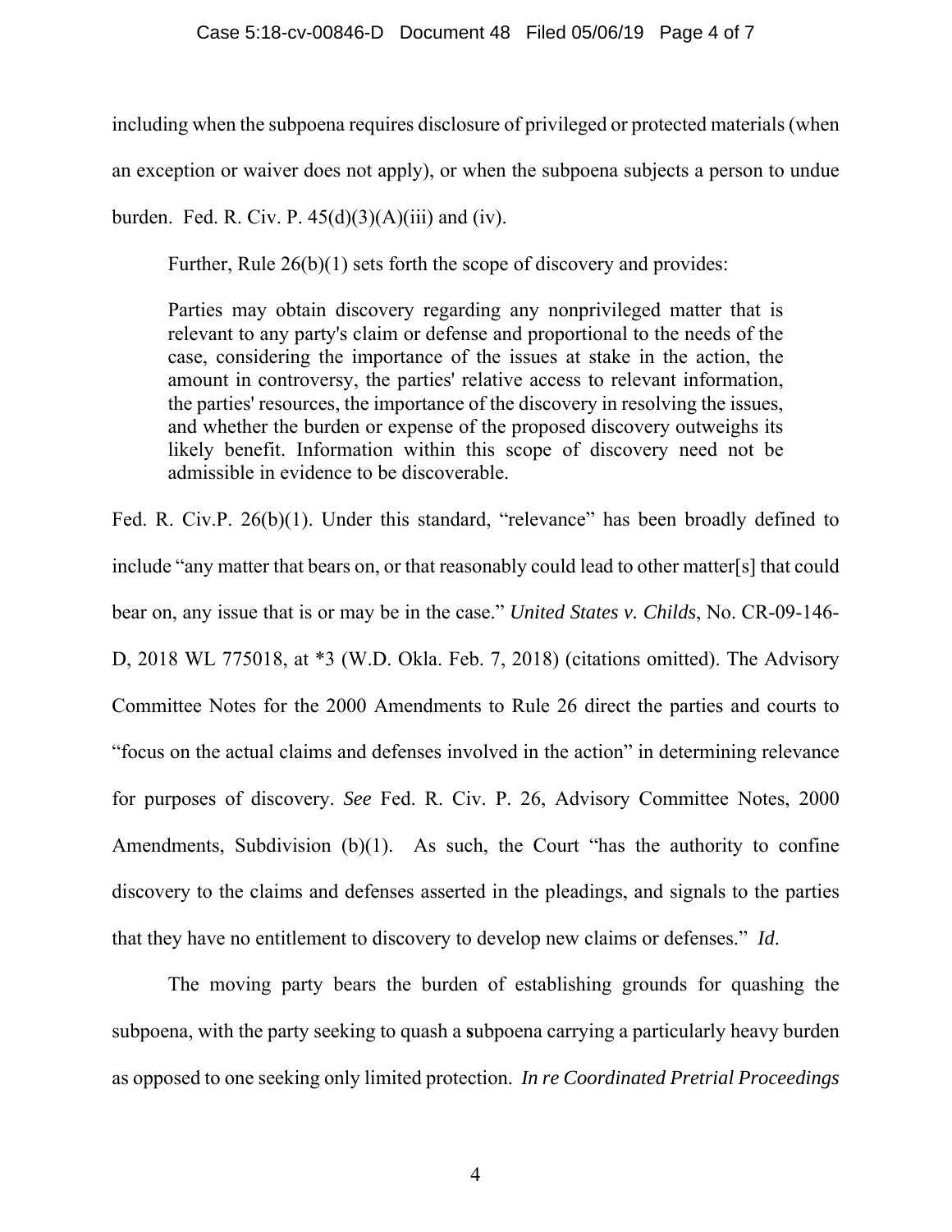including when the subpoena requires disclosure of privileged or protected materials (when an exception or waiver does not apply), or when the subpoena subjects a person to undue burden. Fed. R. Civ. P. 45(d)(3)(A)(iii) and (iv).

Further, Rule 26(b)(1) sets forth the scope of discovery and provides:

> Parties may obtain discovery regarding any nonprivileged matter that is relevant to any party's claim or defense and proportional to the needs of the case, considering the importance of the issues at stake in the action, the amount in controversy, the parties' relative access to relevant information, the parties' resources, the importance of the discovery in resolving the issues, and whether the burden or expense of the proposed discovery outweighs its likely benefit. Information within this scope of discovery need not be admissible in evidence to be discoverable.

Fed. R. Civ.P. 26(b)(1). Under this standard, "relevance" has been broadly defined to include "any matter that bears on, or that reasonably could lead to other matter[s] that could bear on, any issue that is or may be in the case." *United States v. Childs*, No. CR-09-146-D, 2018 WL 775018, at *3 (W.D. Okla. Feb. 7, 2018) (citations omitted). The Advisory Committee Notes for the 2000 Amendments to Rule 26 direct the parties and courts to "focus on the actual claims and defenses involved in the action" in determining relevance for purposes of discovery. *See* Fed. R. Civ. P. 26, Advisory Committee Notes, 2000 Amendments, Subdivision (b)(1). As such, the Court "has the authority to confine discovery to the claims and defenses asserted in the pleadings, and signals to the parties that they have no entitlement to discovery to develop new claims or defenses." *Id*.

The moving party bears the burden of establishing grounds for quashing the subpoena, with the party seeking to quash a subpoena carrying a particularly heavy burden as opposed to one seeking only limited protection. *In re Coordinated Pretrial Proceedings*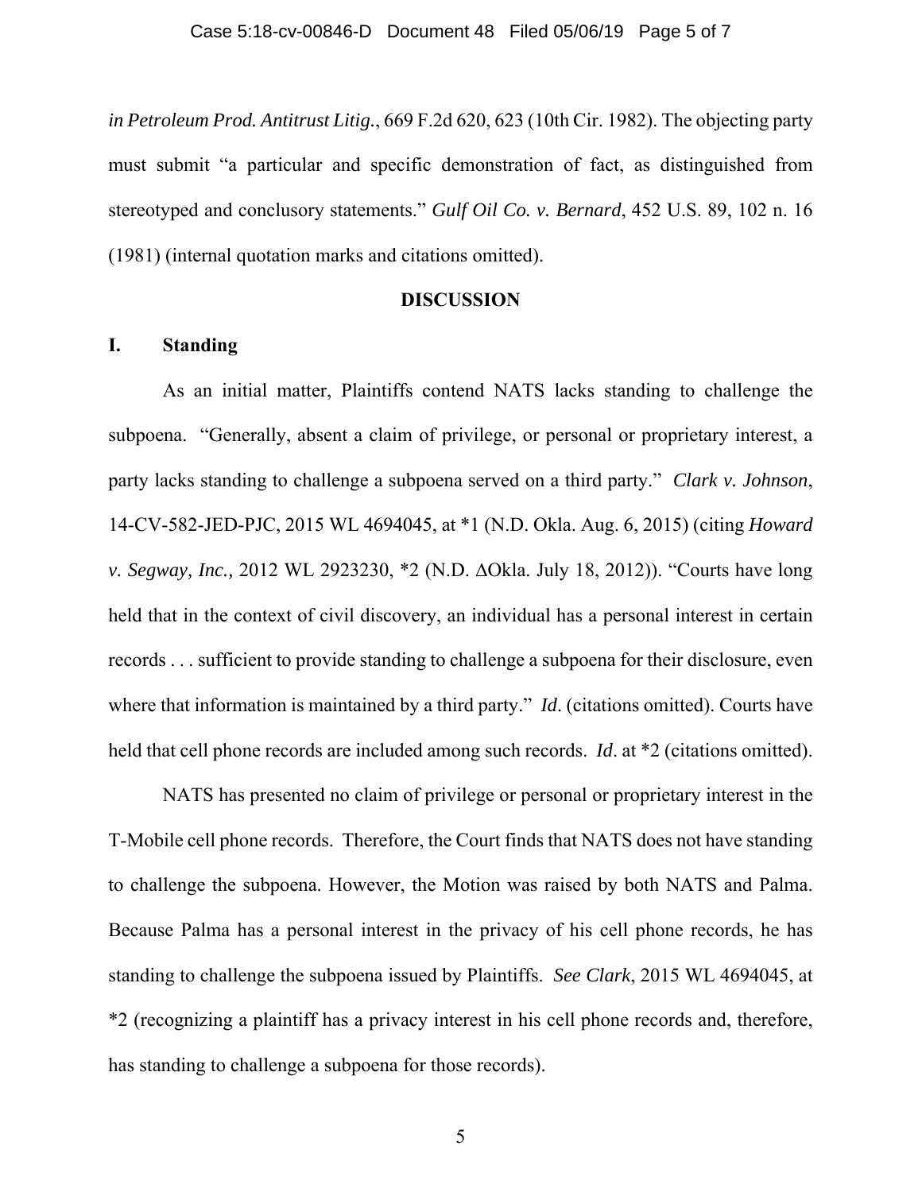*in Petroleum Prod. Antitrust Litig.*, 669 F.2d 620, 623 (10th Cir. 1982). The objecting party must submit "a particular and specific demonstration of fact, as distinguished from stereotyped and conclusory statements." *Gulf Oil Co. v. Bernard*, 452 U.S. 89, 102 n. 16 (1981) (internal quotation marks and citations omitted).

## DISCUSSION

### I. Standing

As an initial matter, Plaintiffs contend NATS lacks standing to challenge the subpoena. "Generally, absent a claim of privilege, or personal or proprietary interest, a party lacks standing to challenge a subpoena served on a third party." *Clark v. Johnson*, 14-CV-582-JED-PJC, 2015 WL 4694045, at *1 (N.D. Okla. Aug. 6, 2015) (citing *Howard v. Segway, Inc.*, 2012 WL 2923230, *2 (N.D. ΔOkla. July 18, 2012)). "Courts have long held that in the context of civil discovery, an individual has a personal interest in certain records . . . sufficient to provide standing to challenge a subpoena for their disclosure, even where that information is maintained by a third party." *Id*. (citations omitted). Courts have held that cell phone records are included among such records. *Id*. at *2 (citations omitted).

NATS has presented no claim of privilege or personal or proprietary interest in the T-Mobile cell phone records. Therefore, the Court finds that NATS does not have standing to challenge the subpoena. However, the Motion was raised by both NATS and Palma. Because Palma has a personal interest in the privacy of his cell phone records, he has standing to challenge the subpoena issued by Plaintiffs. *See Clark*, 2015 WL 4694045, at *2 (recognizing a plaintiff has a privacy interest in his cell phone records and, therefore, has standing to challenge a subpoena for those records).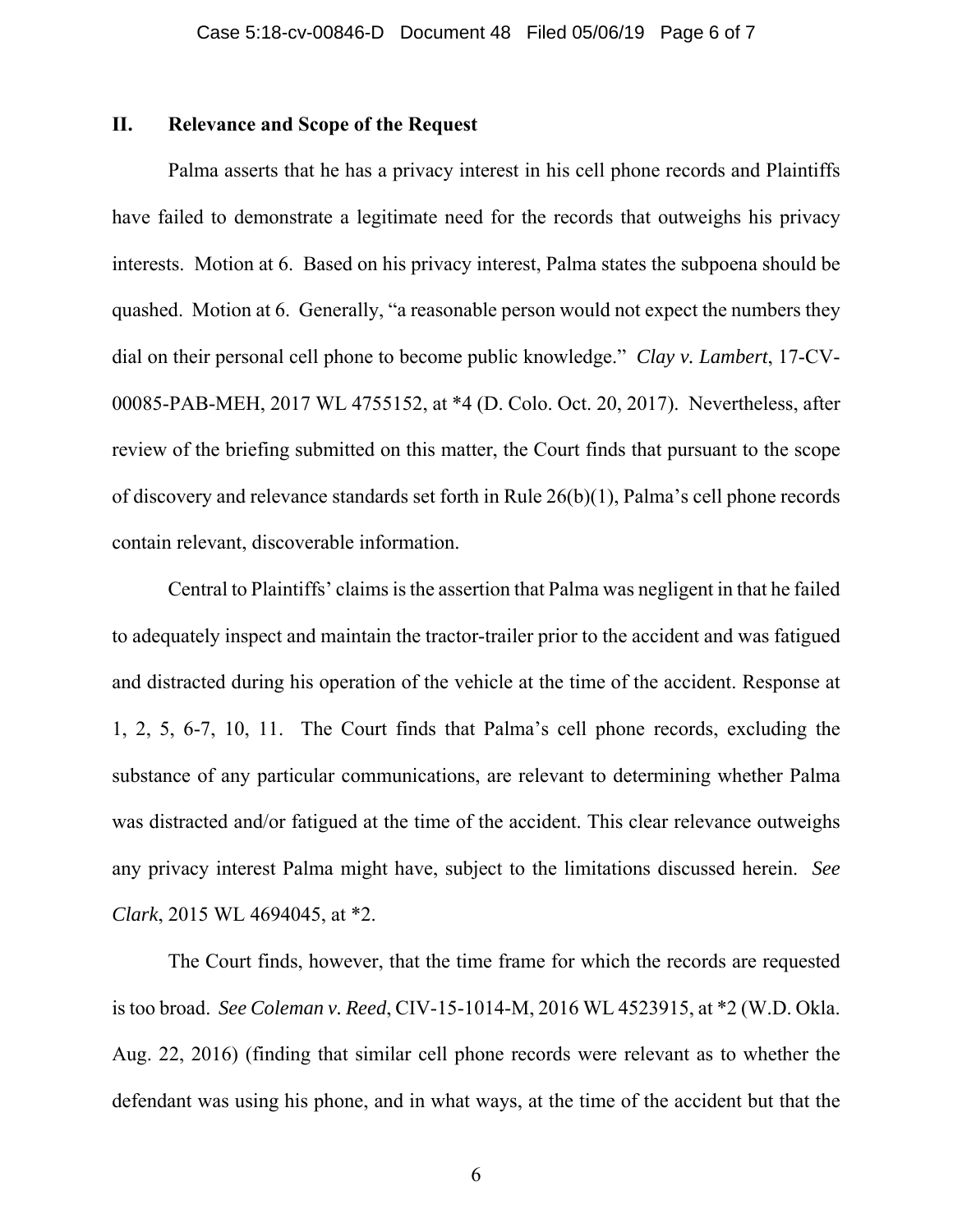## II. Relevance and Scope of the Request

Palma asserts that he has a privacy interest in his cell phone records and Plaintiffs have failed to demonstrate a legitimate need for the records that outweighs his privacy interests. Motion at 6. Based on his privacy interest, Palma states the subpoena should be quashed. Motion at 6. Generally, "a reasonable person would not expect the numbers they dial on their personal cell phone to become public knowledge." *Clay v. Lambert*, 17-CV-00085-PAB-MEH, 2017 WL 4755152, at *4 (D. Colo. Oct. 20, 2017). Nevertheless, after review of the briefing submitted on this matter, the Court finds that pursuant to the scope of discovery and relevance standards set forth in Rule 26(b)(1), Palma's cell phone records contain relevant, discoverable information.

Central to Plaintiffs' claims is the assertion that Palma was negligent in that he failed to adequately inspect and maintain the tractor-trailer prior to the accident and was fatigued and distracted during his operation of the vehicle at the time of the accident. Response at 1, 2, 5, 6-7, 10, 11. The Court finds that Palma's cell phone records, excluding the substance of any particular communications, are relevant to determining whether Palma was distracted and/or fatigued at the time of the accident. This clear relevance outweighs any privacy interest Palma might have, subject to the limitations discussed herein. *See Clark*, 2015 WL 4694045, at *2.

The Court finds, however, that the time frame for which the records are requested is too broad. *See Coleman v. Reed*, CIV-15-1014-M, 2016 WL 4523915, at *2 (W.D. Okla. Aug. 22, 2016) (finding that similar cell phone records were relevant as to whether the defendant was using his phone, and in what ways, at the time of the accident but that the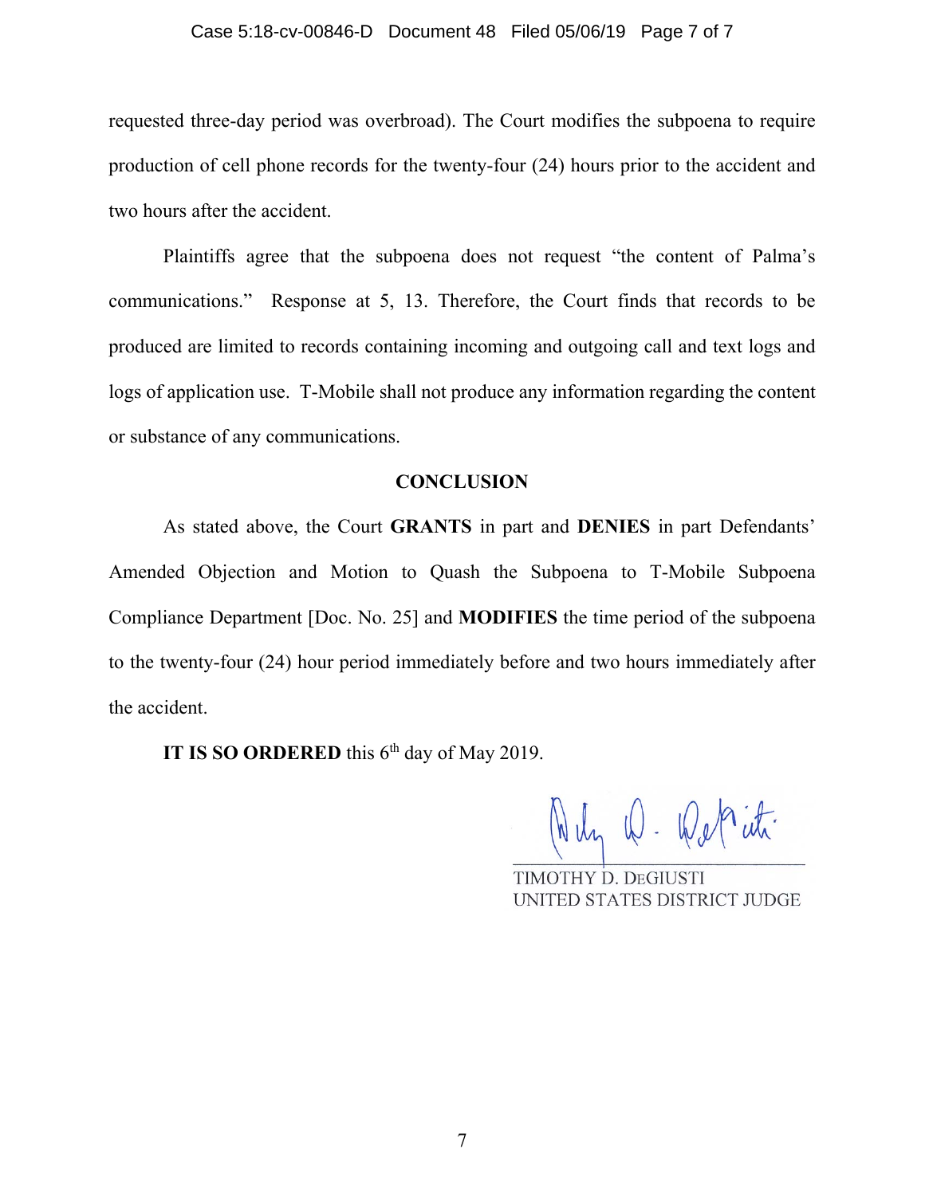requested three-day period was overbroad). The Court modifies the subpoena to require production of cell phone records for the twenty-four (24) hours prior to the accident and two hours after the accident.

Plaintiffs agree that the subpoena does not request "the content of Palma's communications." Response at 5, 13. Therefore, the Court finds that records to be produced are limited to records containing incoming and outgoing call and text logs and logs of application use. T-Mobile shall not produce any information regarding the content or substance of any communications.

## CONCLUSION

As stated above, the Court **GRANTS** in part and **DENIES** in part Defendants' Amended Objection and Motion to Quash the Subpoena to T-Mobile Subpoena Compliance Department [Doc. No. 25] and **MODIFIES** the time period of the subpoena to the twenty-four (24) hour period immediately before and two hours immediately after the accident.

**IT IS SO ORDERED** this 6th day of May 2019.

TIMOTHY D. DEGIUSTI
UNITED STATES DISTRICT JUDGE